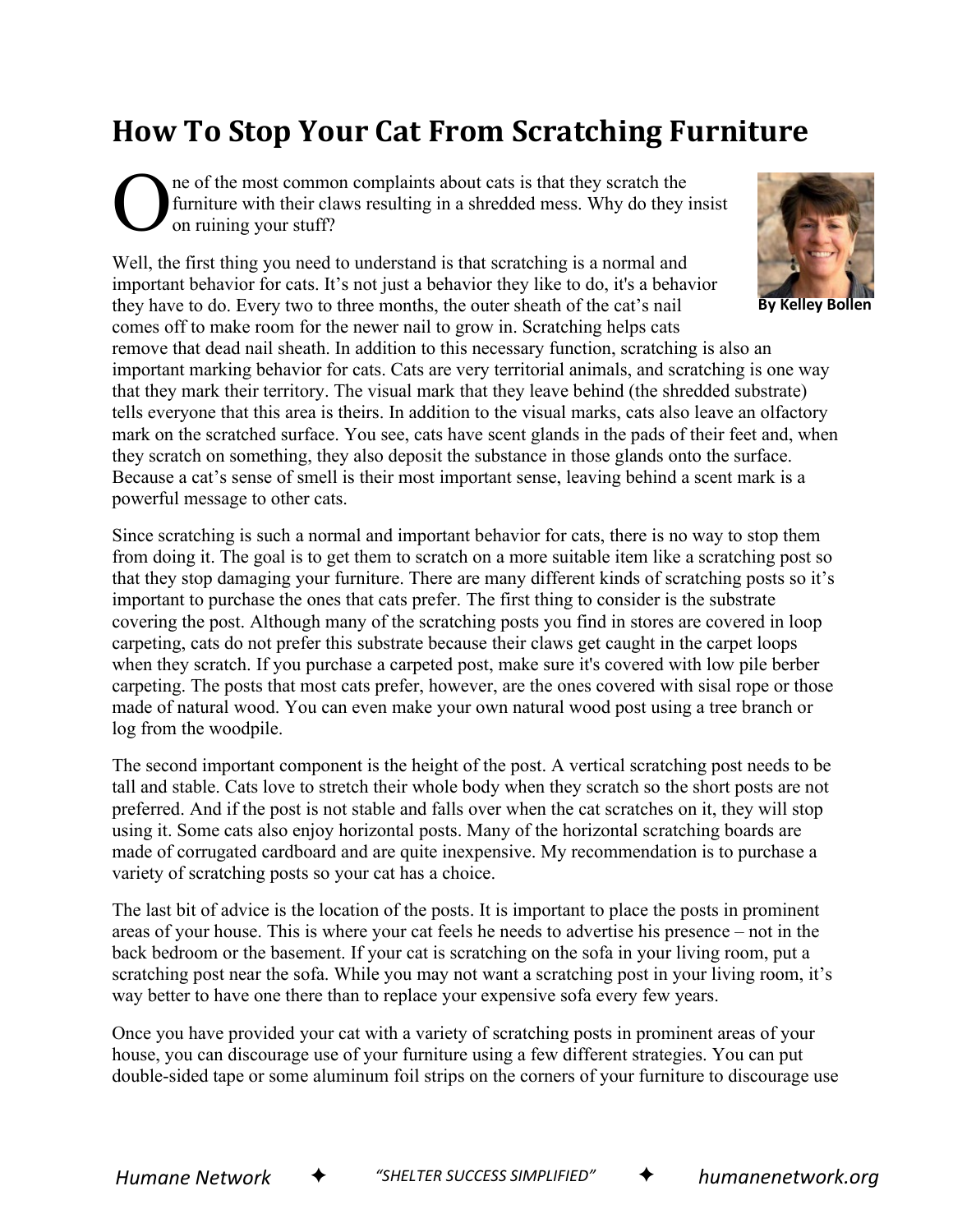# How To Stop Your Cat From Scratching Furniture

By Kelley Bollen

One of the most common complaints about cats is that they scratch the furniture with their claws resulting in a shredded mess. Why do they insist on ruining your stuff?

Well, the first thing you need to understand is that scratching is a normal and important behavior for cats. It's not just a behavior they like to do, it's a behavior they have to do. Every two to three months, the outer sheath of the cat's nail comes off to make room for the newer nail to grow in. Scratching helps cats remove that dead nail sheath. In addition to this necessary function, scratching is also an important marking behavior for cats. Cats are very territorial animals, and scratching is one way that they mark their territory. The visual mark that they leave behind (the shredded substrate) tells everyone that this area is theirs. In addition to the visual marks, cats also leave an olfactory mark on the scratched surface. You see, cats have scent glands in the pads of their feet and, when they scratch on something, they also deposit the substance in those glands onto the surface. Because a cat's sense of smell is their most important sense, leaving behind a scent mark is a powerful message to other cats.

Since scratching is such a normal and important behavior for cats, there is no way to stop them from doing it. The goal is to get them to scratch on a more suitable item like a scratching post so that they stop damaging your furniture. There are many different kinds of scratching posts so it's important to purchase the ones that cats prefer. The first thing to consider is the substrate covering the post. Although many of the scratching posts you find in stores are covered in loop carpeting, cats do not prefer this substrate because their claws get caught in the carpet loops when they scratch. If you purchase a carpeted post, make sure it's covered with low pile berber carpeting. The posts that most cats prefer, however, are the ones covered with sisal rope or those made of natural wood. You can even make your own natural wood post using a tree branch or log from the woodpile.

The second important component is the height of the post. A vertical scratching post needs to be tall and stable. Cats love to stretch their whole body when they scratch so the short posts are not preferred. And if the post is not stable and falls over when the cat scratches on it, they will stop using it. Some cats also enjoy horizontal posts. Many of the horizontal scratching boards are made of corrugated cardboard and are quite inexpensive. My recommendation is to purchase a variety of scratching posts so your cat has a choice.

The last bit of advice is the location of the posts. It is important to place the posts in prominent areas of your house. This is where your cat feels he needs to advertise his presence – not in the back bedroom or the basement. If your cat is scratching on the sofa in your living room, put a scratching post near the sofa. While you may not want a scratching post in your living room, it's way better to have one there than to replace your expensive sofa every few years.

Once you have provided your cat with a variety of scratching posts in prominent areas of your house, you can discourage use of your furniture using a few different strategies. You can put double-sided tape or some aluminum foil strips on the corners of your furniture to discourage use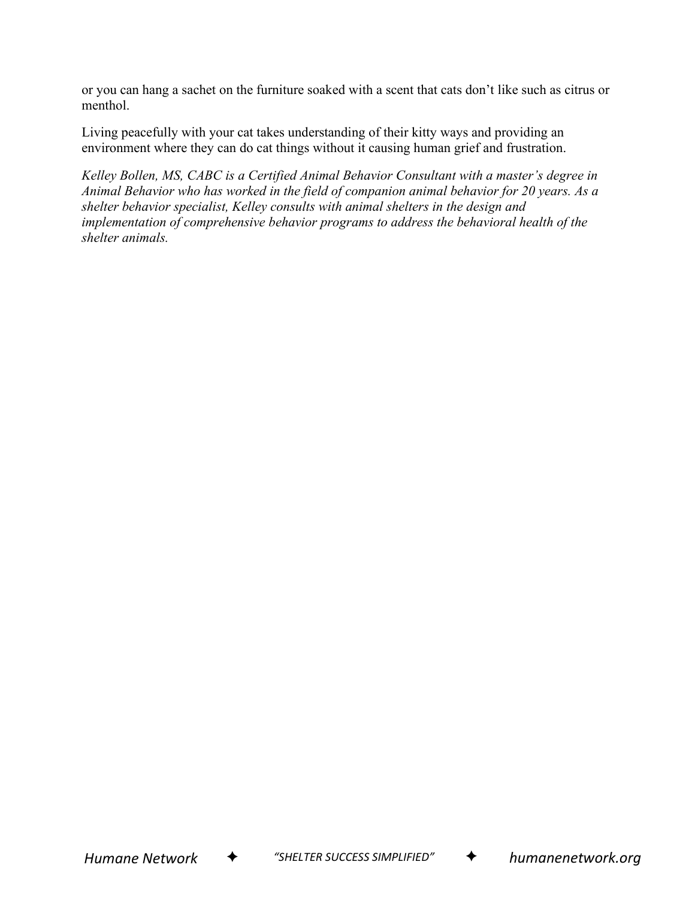or you can hang a sachet on the furniture soaked with a scent that cats don't like such as citrus or menthol.

Living peacefully with your cat takes understanding of their kitty ways and providing an environment where they can do cat things without it causing human grief and frustration.

*Kelley Bollen, MS, CABC is a Certified Animal Behavior Consultant with a master's degree in Animal Behavior who has worked in the field of companion animal behavior for 20 years. As a shelter behavior specialist, Kelley consults with animal shelters in the design and implementation of comprehensive behavior programs to address the behavioral health of the shelter animals.*